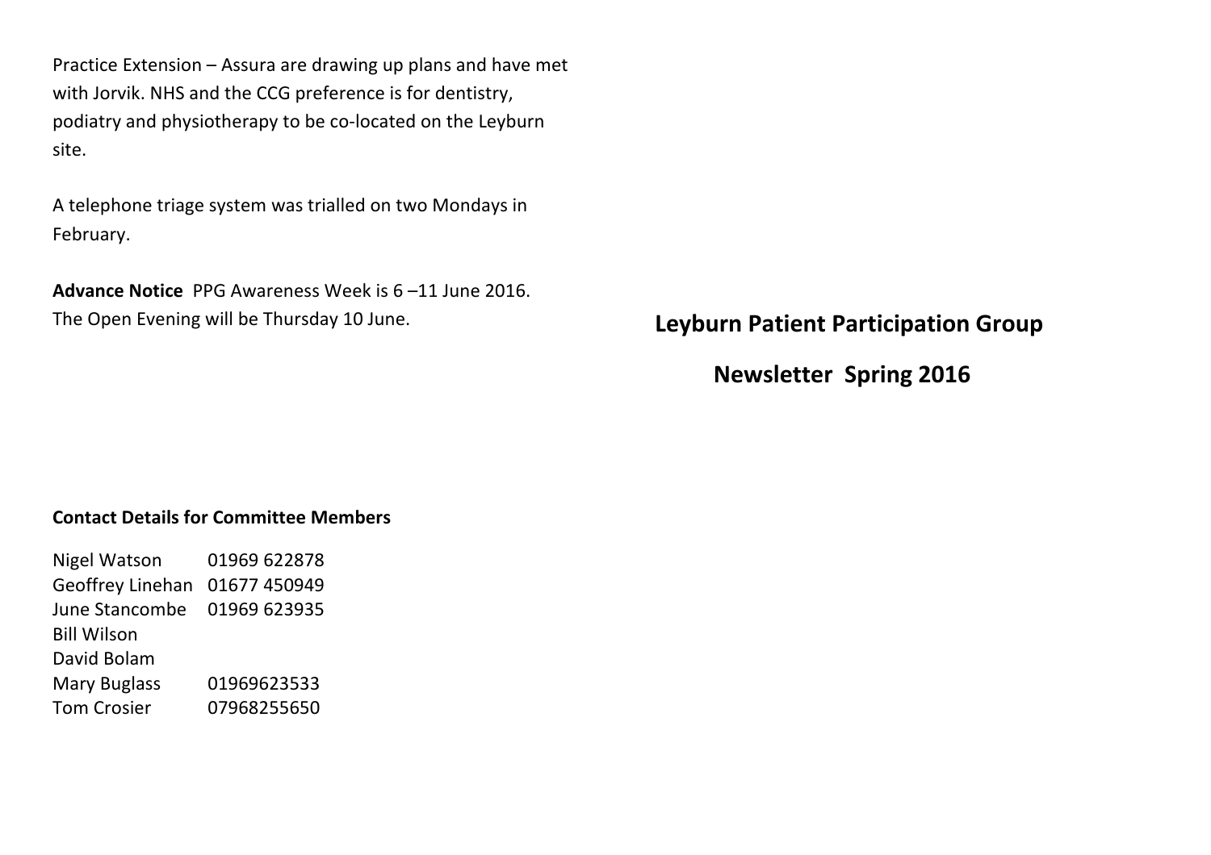Practice Extension – Assura are drawing up plans and have met with Jorvik. NHS and the CCG preference is for dentistry, podiatry and physiotherapy to be co-located on the Leyburn site.

A telephone triage system was trialled on two Mondays in February.

**Advance Notice** PPG Awareness Week is 6 –11 June 2016. The Open Evening will be Thursday 10 June.

**Contact Details for Committee Members**

| | |
|---|---|
| Nigel Watson | 01969 622878 |
| Geoffrey Linehan | 01677 450949 |
| June Stancombe | 01969 623935 |
| Bill Wilson | |
| David Bolam | |
| Mary Buglass | 01969623533 |
| Tom Crosier | 07968255650 |

## Leyburn Patient Participation Group

## Newsletter Spring 2016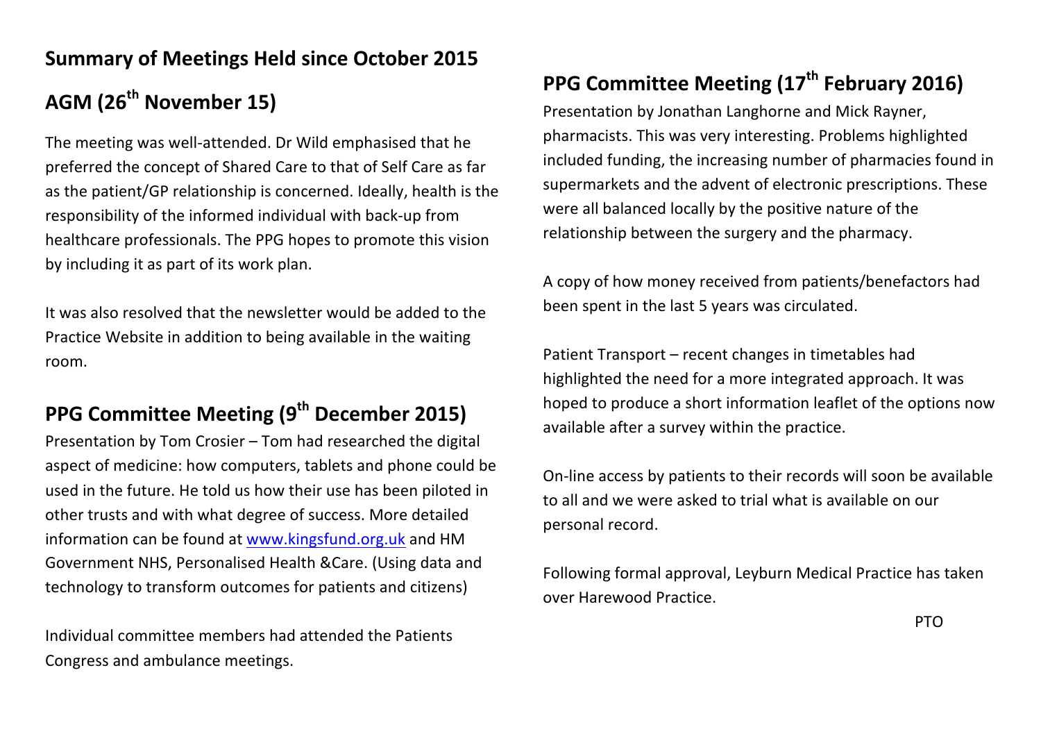## Summary of Meetings Held since October 2015

## AGM (26th November 15)

The meeting was well-attended. Dr Wild emphasised that he preferred the concept of Shared Care to that of Self Care as far as the patient/GP relationship is concerned. Ideally, health is the responsibility of the informed individual with back-up from healthcare professionals. The PPG hopes to promote this vision by including it as part of its work plan.

It was also resolved that the newsletter would be added to the Practice Website in addition to being available in the waiting room.

## PPG Committee Meeting (9th December 2015)

Presentation by Tom Crosier – Tom had researched the digital aspect of medicine: how computers, tablets and phone could be used in the future. He told us how their use has been piloted in other trusts and with what degree of success. More detailed information can be found at [www.kingsfund.org.uk](http://www.kingsfund.org.uk) and HM Government NHS, Personalised Health &Care. (Using data and technology to transform outcomes for patients and citizens)

Individual committee members had attended the Patients Congress and ambulance meetings.

## PPG Committee Meeting (17th February 2016)

Presentation by Jonathan Langhorne and Mick Rayner, pharmacists. This was very interesting. Problems highlighted included funding, the increasing number of pharmacies found in supermarkets and the advent of electronic prescriptions. These were all balanced locally by the positive nature of the relationship between the surgery and the pharmacy.

A copy of how money received from patients/benefactors had been spent in the last 5 years was circulated.

Patient Transport – recent changes in timetables had highlighted the need for a more integrated approach. It was hoped to produce a short information leaflet of the options now available after a survey within the practice.

On-line access by patients to their records will soon be available to all and we were asked to trial what is available on our personal record.

Following formal approval, Leyburn Medical Practice has taken over Harewood Practice.

PTO